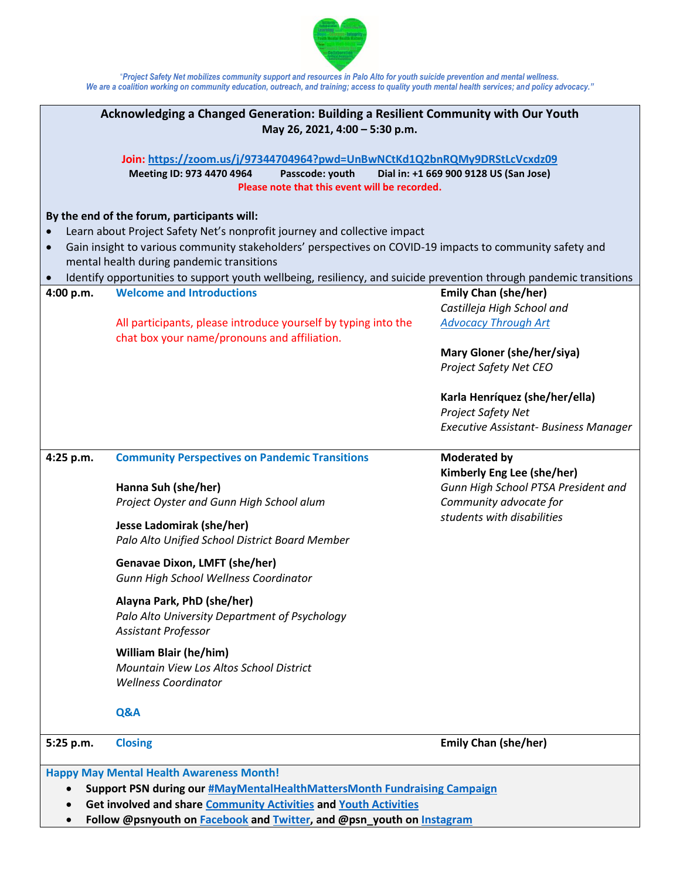*"Project Safety Net mobilizes community support and resources in Palo Alto for youth suicide prevention and mental wellness. We are a coalition working on community education, outreach, and training; access to quality youth mental health services; and policy advocacy."*

## Acknowledging a Changed Generation: Building a Resilient Community with Our Youth

**May 26, 2021, 4:00 – 5:30 p.m.**

**Join: https://zoom.us/j/97344704964?pwd=UnBwNCtKd1Q2bnRQMy9DRStLcVcxdz09**

**Meeting ID: 973 4470 4964 Passcode: youth Dial in: +1 669 900 9128 US (San Jose)**

**Please note that this event will be recorded.**

**By the end of the forum, participants will:**

- Learn about Project Safety Net's nonprofit journey and collective impact
- Gain insight to various community stakeholders' perspectives on COVID-19 impacts to community safety and mental health during pandemic transitions
- Identify opportunities to support youth wellbeing, resiliency, and suicide prevention through pandemic transitions

| Time | Session | Speakers |
|---|---|---|
| 4:00 p.m. | **Welcome and Introductions**<br><br>All participants, please introduce yourself by typing into the chat box your name/pronouns and affiliation. | **Emily Chan (she/her)**<br>*Castilleja High School and Advocacy Through Art*<br><br>**Mary Gloner (she/her/siya)**<br>*Project Safety Net CEO*<br><br>**Karla Henríquez (she/her/ella)**<br>*Project Safety Net Executive Assistant- Business Manager* |
| 4:25 p.m. | **Community Perspectives on Pandemic Transitions**<br><br>**Hanna Suh (she/her)**<br>*Project Oyster and Gunn High School alum*<br><br>**Jesse Ladomirak (she/her)**<br>*Palo Alto Unified School District Board Member*<br><br>**Genavae Dixon, LMFT (she/her)**<br>*Gunn High School Wellness Coordinator*<br><br>**Alayna Park, PhD (she/her)**<br>*Palo Alto University Department of Psychology Assistant Professor*<br><br>**William Blair (he/him)**<br>*Mountain View Los Altos School District Wellness Coordinator*<br><br>**Q&A** | **Moderated by**<br>**Kimberly Eng Lee (she/her)**<br>*Gunn High School PTSA President and Community advocate for students with disabilities* |
| 5:25 p.m. | **Closing** | **Emily Chan (she/her)** |

**Happy May Mental Health Awareness Month!**

- **Support PSN during our #MayMentalHealthMattersMonth Fundraising Campaign**
- **Get involved and share Community Activities and Youth Activities**
- **Follow @psnyouth on Facebook and Twitter, and @psn_youth on Instagram**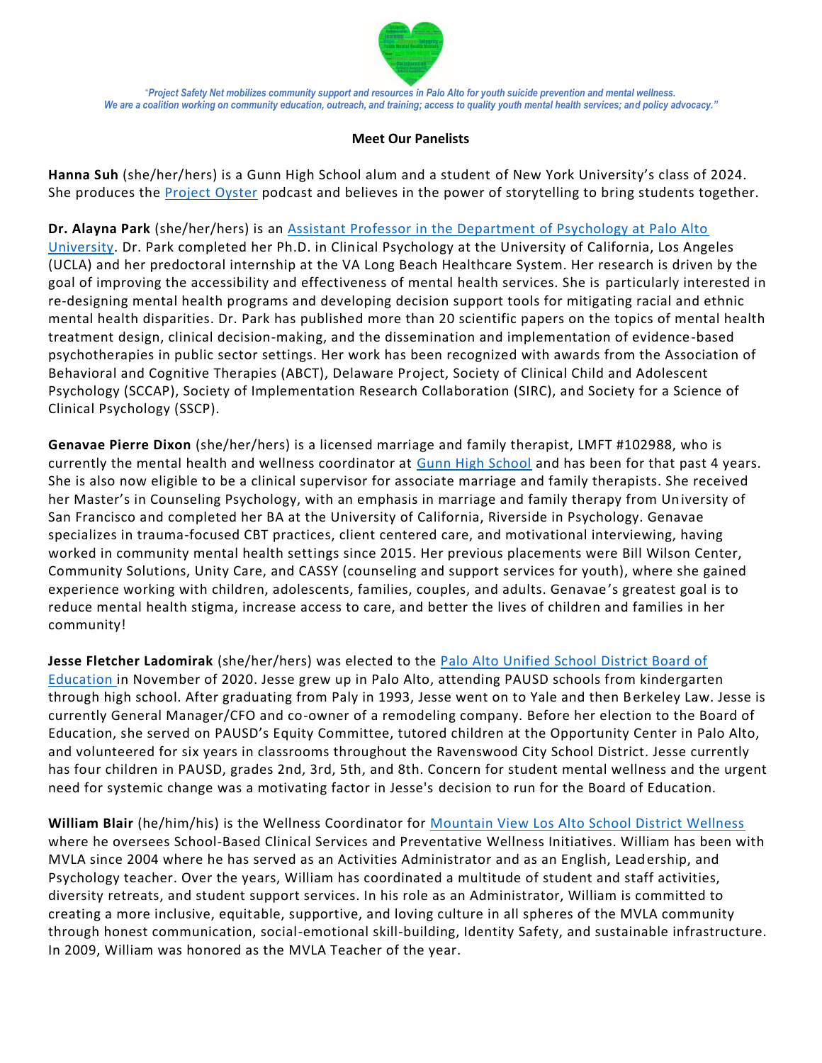*"Project Safety Net mobilizes community support and resources in Palo Alto for youth suicide prevention and mental wellness. We are a coalition working on community education, outreach, and training; access to quality youth mental health services; and policy advocacy."*

**Meet Our Panelists**

**Hanna Suh** (she/her/hers) is a Gunn High School alum and a student of New York University's class of 2024. She produces the Project Oyster podcast and believes in the power of storytelling to bring students together.

**Dr. Alayna Park** (she/her/hers) is an Assistant Professor in the Department of Psychology at Palo Alto University. Dr. Park completed her Ph.D. in Clinical Psychology at the University of California, Los Angeles (UCLA) and her predoctoral internship at the VA Long Beach Healthcare System. Her research is driven by the goal of improving the accessibility and effectiveness of mental health services. She is particularly interested in re-designing mental health programs and developing decision support tools for mitigating racial and ethnic mental health disparities. Dr. Park has published more than 20 scientific papers on the topics of mental health treatment design, clinical decision-making, and the dissemination and implementation of evidence-based psychotherapies in public sector settings. Her work has been recognized with awards from the Association of Behavioral and Cognitive Therapies (ABCT), Delaware Project, Society of Clinical Child and Adolescent Psychology (SCCAP), Society of Implementation Research Collaboration (SIRC), and Society for a Science of Clinical Psychology (SSCP).

**Genavae Pierre Dixon** (she/her/hers) is a licensed marriage and family therapist, LMFT #102988, who is currently the mental health and wellness coordinator at Gunn High School and has been for that past 4 years. She is also now eligible to be a clinical supervisor for associate marriage and family therapists. She received her Master's in Counseling Psychology, with an emphasis in marriage and family therapy from University of San Francisco and completed her BA at the University of California, Riverside in Psychology. Genavae specializes in trauma-focused CBT practices, client centered care, and motivational interviewing, having worked in community mental health settings since 2015. Her previous placements were Bill Wilson Center, Community Solutions, Unity Care, and CASSY (counseling and support services for youth), where she gained experience working with children, adolescents, families, couples, and adults. Genavae's greatest goal is to reduce mental health stigma, increase access to care, and better the lives of children and families in her community!

**Jesse Fletcher Ladomirak** (she/her/hers) was elected to the Palo Alto Unified School District Board of Education in November of 2020. Jesse grew up in Palo Alto, attending PAUSD schools from kindergarten through high school. After graduating from Paly in 1993, Jesse went on to Yale and then Berkeley Law. Jesse is currently General Manager/CFO and co-owner of a remodeling company. Before her election to the Board of Education, she served on PAUSD's Equity Committee, tutored children at the Opportunity Center in Palo Alto, and volunteered for six years in classrooms throughout the Ravenswood City School District. Jesse currently has four children in PAUSD, grades 2nd, 3rd, 5th, and 8th. Concern for student mental wellness and the urgent need for systemic change was a motivating factor in Jesse's decision to run for the Board of Education.

**William Blair** (he/him/his) is the Wellness Coordinator for Mountain View Los Alto School District Wellness where he oversees School-Based Clinical Services and Preventative Wellness Initiatives. William has been with MVLA since 2004 where he has served as an Activities Administrator and as an English, Leadership, and Psychology teacher. Over the years, William has coordinated a multitude of student and staff activities, diversity retreats, and student support services. In his role as an Administrator, William is committed to creating a more inclusive, equitable, supportive, and loving culture in all spheres of the MVLA community through honest communication, social-emotional skill-building, Identity Safety, and sustainable infrastructure. In 2009, William was honored as the MVLA Teacher of the year.